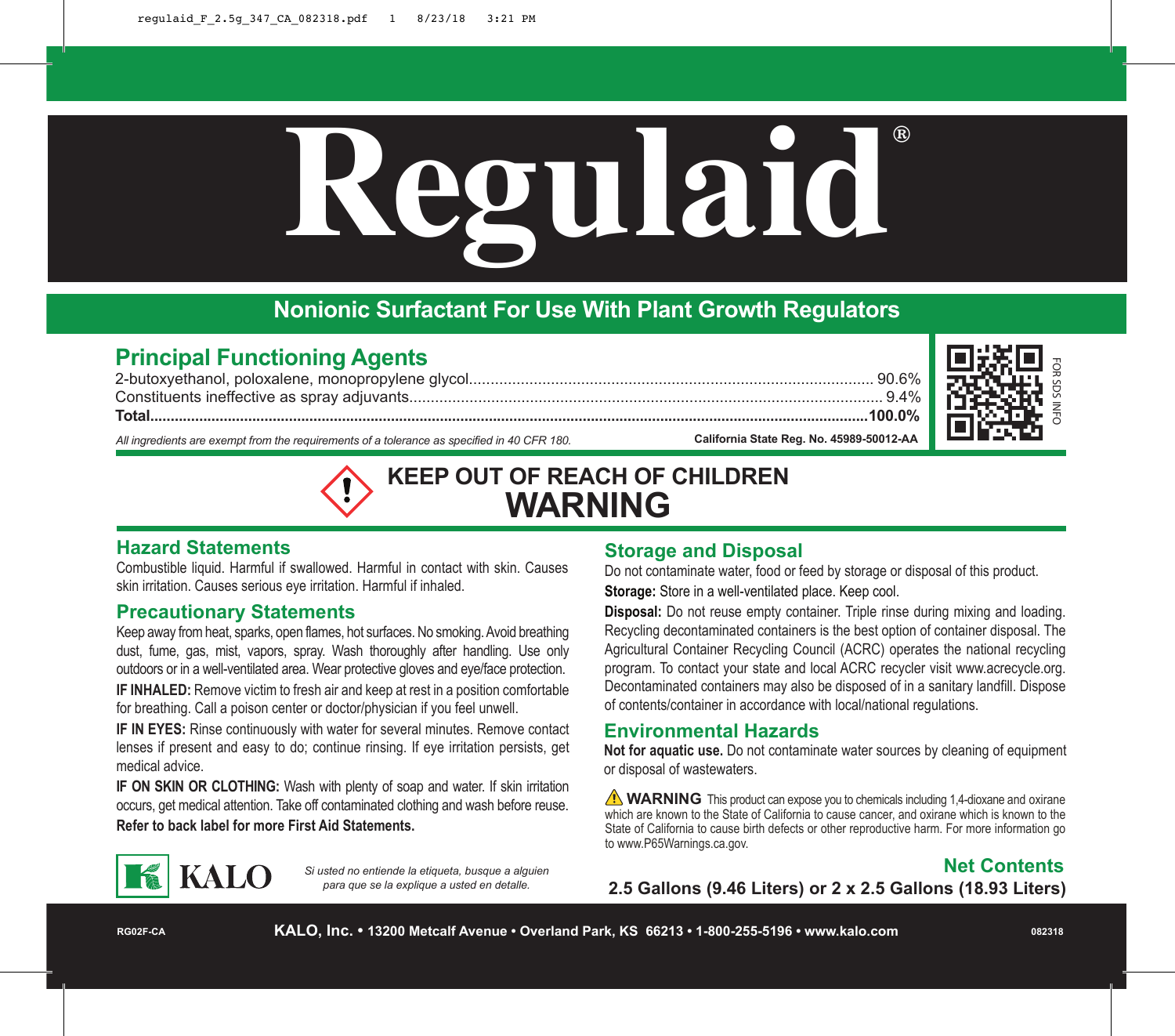# Regulaid®

## Nonionic Surfactant For Use With Plant Growth Regulators

## Principal Functioning Agents

| | |
|---|---|
| 2-butoxyethanol, poloxalene, monopropylene glycol | 90.6% |
| Constituents ineffective as spray adjuvants | 9.4% |
| **Total** | **100.0%** |

*All ingredients are exempt from the requirements of a tolerance as specified in 40 CFR 180.*

**California State Reg. No. 45989-50012-AA**

FOR SDS INFO

## KEEP OUT OF REACH OF CHILDREN
## WARNING

### Hazard Statements

Combustible liquid. Harmful if swallowed. Harmful in contact with skin. Causes skin irritation. Causes serious eye irritation. Harmful if inhaled.

### Precautionary Statements

Keep away from heat, sparks, open flames, hot surfaces. No smoking. Avoid breathing dust, fume, gas, mist, vapors, spray. Wash thoroughly after handling. Use only outdoors or in a well-ventilated area. Wear protective gloves and eye/face protection.

**IF INHALED:** Remove victim to fresh air and keep at rest in a position comfortable for breathing. Call a poison center or doctor/physician if you feel unwell.

**IF IN EYES:** Rinse continuously with water for several minutes. Remove contact lenses if present and easy to do; continue rinsing. If eye irritation persists, get medical advice.

**IF ON SKIN OR CLOTHING:** Wash with plenty of soap and water. If skin irritation occurs, get medical attention. Take off contaminated clothing and wash before reuse.

**Refer to back label for more First Aid Statements.**

### Storage and Disposal

Do not contaminate water, food or feed by storage or disposal of this product.

**Storage:** Store in a well-ventilated place. Keep cool.

**Disposal:** Do not reuse empty container. Triple rinse during mixing and loading. Recycling decontaminated containers is the best option of container disposal. The Agricultural Container Recycling Council (ACRC) operates the national recycling program. To contact your state and local ACRC recycler visit www.acrecycle.org. Decontaminated containers may also be disposed of in a sanitary landfill. Dispose of contents/container in accordance with local/national regulations.

### Environmental Hazards

**Not for aquatic use.** Do not contaminate water sources by cleaning of equipment or disposal of wastewaters.

⚠ **WARNING** This product can expose you to chemicals including 1,4-dioxane and oxirane which are known to the State of California to cause cancer, and oxirane which is known to the State of California to cause birth defects or other reproductive harm. For more information go to www.P65Warnings.ca.gov.

KALO

*Si usted no entiende la etiqueta, busque a alguien para que se la explique a usted en detalle.*

**Net Contents**

**2.5 Gallons (9.46 Liters) or 2 x 2.5 Gallons (18.93 Liters)**

RG02F-CA

**KALO, Inc. • 13200 Metcalf Avenue • Overland Park, KS 66213 • 1-800-255-5196 • www.kalo.com**

082318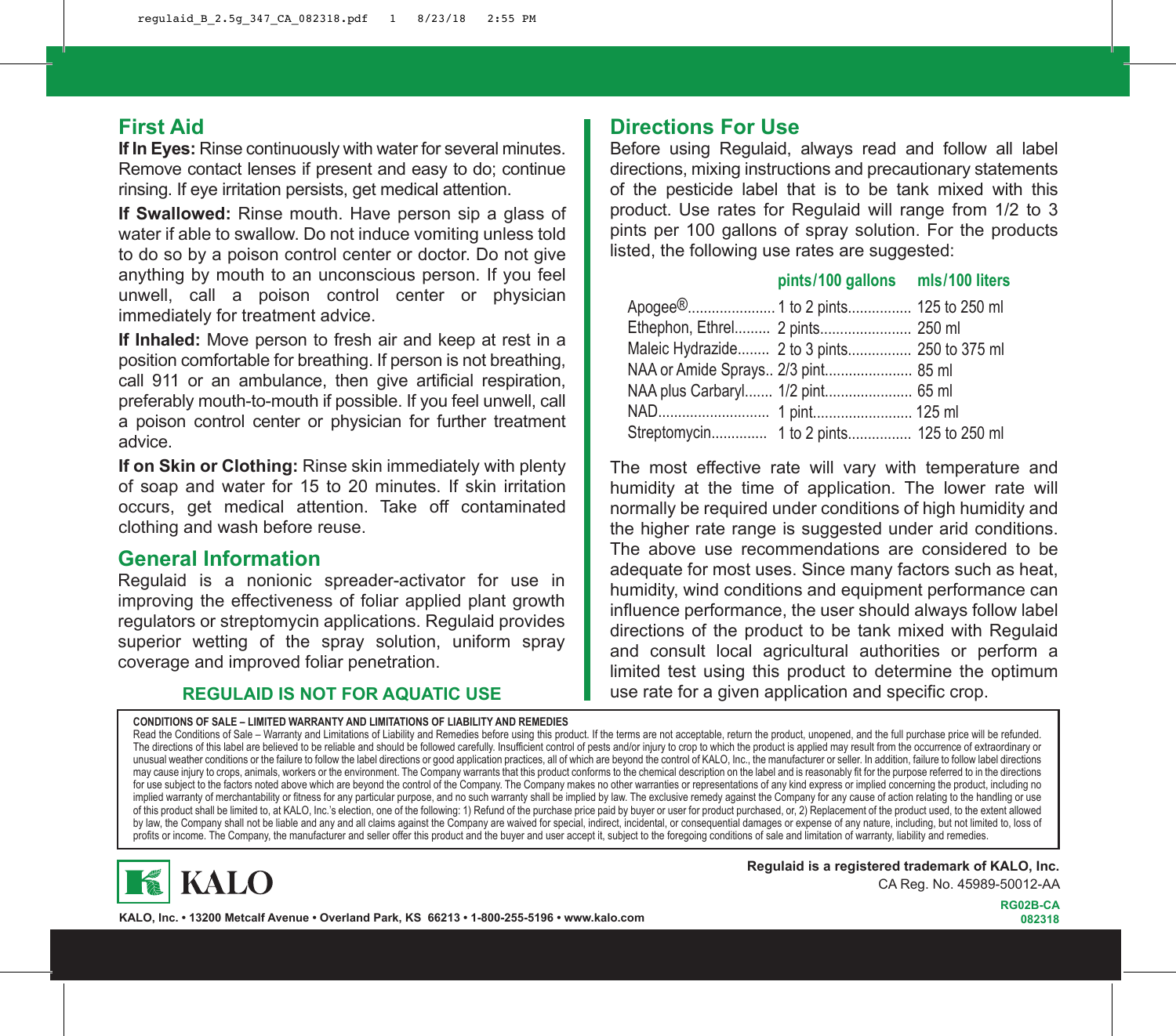## First Aid

**If In Eyes:** Rinse continuously with water for several minutes. Remove contact lenses if present and easy to do; continue rinsing. If eye irritation persists, get medical attention.

**If Swallowed:** Rinse mouth. Have person sip a glass of water if able to swallow. Do not induce vomiting unless told to do so by a poison control center or doctor. Do not give anything by mouth to an unconscious person. If you feel unwell, call a poison control center or physician immediately for treatment advice.

**If Inhaled:** Move person to fresh air and keep at rest in a position comfortable for breathing. If person is not breathing, call 911 or an ambulance, then give artificial respiration, preferably mouth-to-mouth if possible. If you feel unwell, call a poison control center or physician for further treatment advice.

**If on Skin or Clothing:** Rinse skin immediately with plenty of soap and water for 15 to 20 minutes. If skin irritation occurs, get medical attention. Take off contaminated clothing and wash before reuse.

## General Information

Regulaid is a nonionic spreader-activator for use in improving the effectiveness of foliar applied plant growth regulators or streptomycin applications. Regulaid provides superior wetting of the spray solution, uniform spray coverage and improved foliar penetration.

**REGULAID IS NOT FOR AQUATIC USE**

## Directions For Use

Before using Regulaid, always read and follow all label directions, mixing instructions and precautionary statements of the pesticide label that is to be tank mixed with this product. Use rates for Regulaid will range from 1/2 to 3 pints per 100 gallons of spray solution. For the products listed, the following use rates are suggested:

| | pints/100 gallons | mls/100 liters |
|---|---|---|
| Apogee® | 1 to 2 pints | 125 to 250 ml |
| Ethephon, Ethrel | 2 pints | 250 ml |
| Maleic Hydrazide | 2 to 3 pints | 250 to 375 ml |
| NAA or Amide Sprays | 2/3 pint | 85 ml |
| NAA plus Carbaryl | 1/2 pint | 65 ml |
| NAD | 1 pint | 125 ml |
| Streptomycin | 1 to 2 pints | 125 to 250 ml |

The most effective rate will vary with temperature and humidity at the time of application. The lower rate will normally be required under conditions of high humidity and the higher rate range is suggested under arid conditions. The above use recommendations are considered to be adequate for most uses. Since many factors such as heat, humidity, wind conditions and equipment performance can influence performance, the user should always follow label directions of the product to be tank mixed with Regulaid and consult local agricultural authorities or perform a limited test using this product to determine the optimum use rate for a given application and specific crop.

**CONDITIONS OF SALE – LIMITED WARRANTY AND LIMITATIONS OF LIABILITY AND REMEDIES**

Read the Conditions of Sale – Warranty and Limitations of Liability and Remedies before using this product. If the terms are not acceptable, return the product, unopened, and the full purchase price will be refunded. The directions of this label are believed to be reliable and should be followed carefully. Insufficient control of pests and/or injury to crop to which the product is applied may result from the occurrence of extraordinary or unusual weather conditions or the failure to follow the label directions or good application practices, all of which are beyond the control of KALO, Inc., the manufacturer or seller. In addition, failure to follow label directions may cause injury to crops, animals, workers or the environment. The Company warrants that this product conforms to the chemical description on the label and is reasonably fit for the purpose referred to in the directions for use subject to the factors noted above which are beyond the control of the Company. The Company makes no other warranties or representations of any kind express or implied concerning the product, including no implied warranty of merchantability or fitness for any particular purpose, and no such warranty shall be implied by law. The exclusive remedy against the Company for any cause of action relating to the handling or use of this product shall be limited to, at KALO, Inc.'s election, one of the following: 1) Refund of the purchase price paid by buyer or user for product purchased, or, 2) Replacement of the product used, to the extent allowed by law, the Company shall not be liable and any and all claims against the Company are waived for special, indirect, incidental, or consequential damages or expense of any nature, including, but not limited to, loss of profits or income. The Company, the manufacturer and seller offer this product and the buyer and user accept it, subject to the foregoing conditions of sale and limitation of warranty, liability and remedies.

KALO

**Regulaid is a registered trademark of KALO, Inc.**

CA Reg. No. 45989-50012-AA

**KALO, Inc. • 13200 Metcalf Avenue • Overland Park, KS 66213 • 1-800-255-5196 • www.kalo.com**

**RG02B-CA**
**082318**